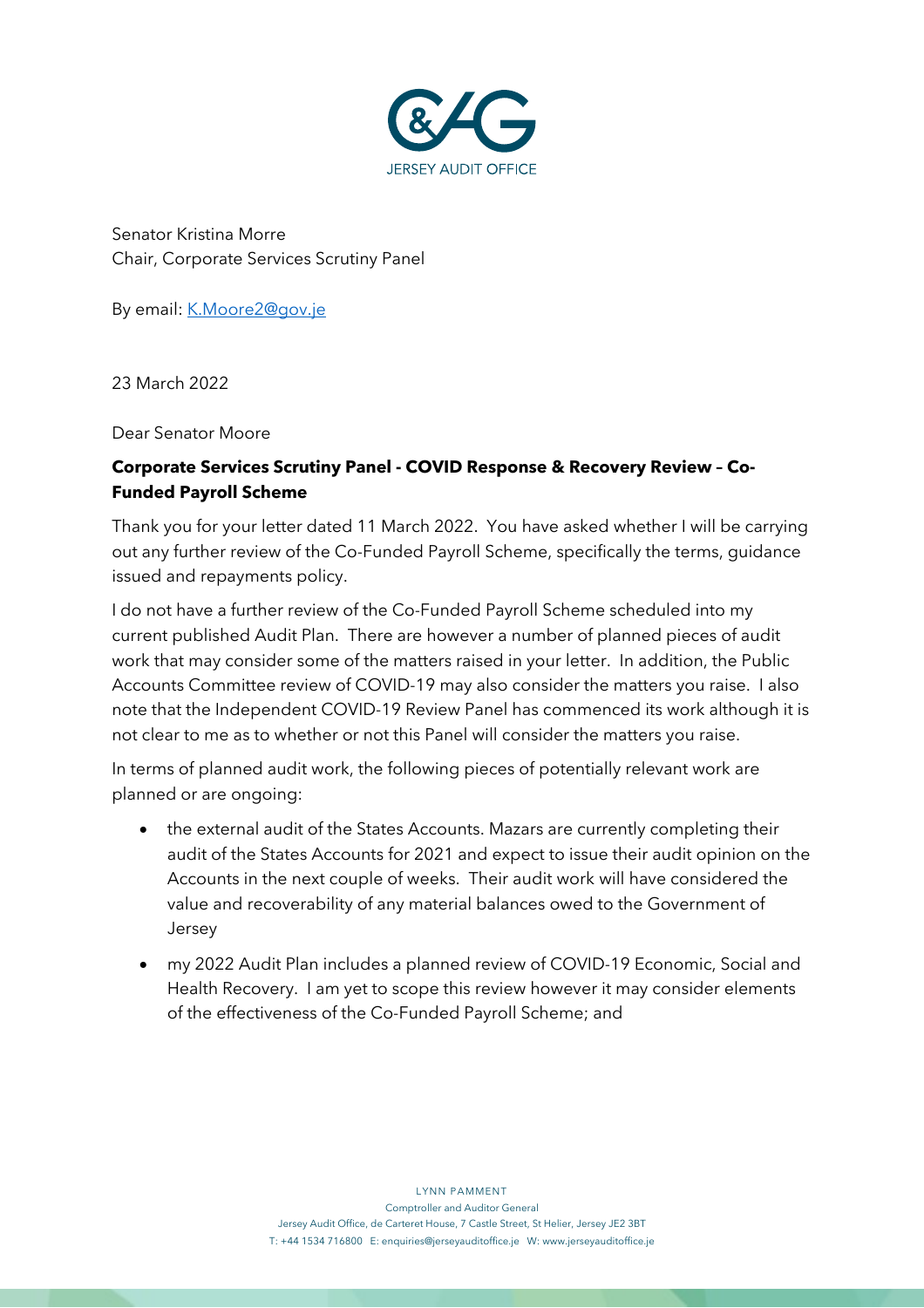C&AG
JERSEY AUDIT OFFICE

Senator Kristina Morre
Chair, Corporate Services Scrutiny Panel

By email: K.Moore2@gov.je

23 March 2022

Dear Senator Moore

**Corporate Services Scrutiny Panel - COVID Response & Recovery Review – Co-Funded Payroll Scheme**

Thank you for your letter dated 11 March 2022. You have asked whether I will be carrying out any further review of the Co-Funded Payroll Scheme, specifically the terms, guidance issued and repayments policy.

I do not have a further review of the Co-Funded Payroll Scheme scheduled into my current published Audit Plan. There are however a number of planned pieces of audit work that may consider some of the matters raised in your letter. In addition, the Public Accounts Committee review of COVID-19 may also consider the matters you raise. I also note that the Independent COVID-19 Review Panel has commenced its work although it is not clear to me as to whether or not this Panel will consider the matters you raise.

In terms of planned audit work, the following pieces of potentially relevant work are planned or are ongoing:

- the external audit of the States Accounts. Mazars are currently completing their audit of the States Accounts for 2021 and expect to issue their audit opinion on the Accounts in the next couple of weeks. Their audit work will have considered the value and recoverability of any material balances owed to the Government of Jersey
- my 2022 Audit Plan includes a planned review of COVID-19 Economic, Social and Health Recovery. I am yet to scope this review however it may consider elements of the effectiveness of the Co-Funded Payroll Scheme; and

LYNN PAMMENT
Comptroller and Auditor General
Jersey Audit Office, de Carteret House, 7 Castle Street, St Helier, Jersey JE2 3BT
T: +44 1534 716800 E: enquiries@jerseyauditoffice.je W: www.jerseyauditoffice.je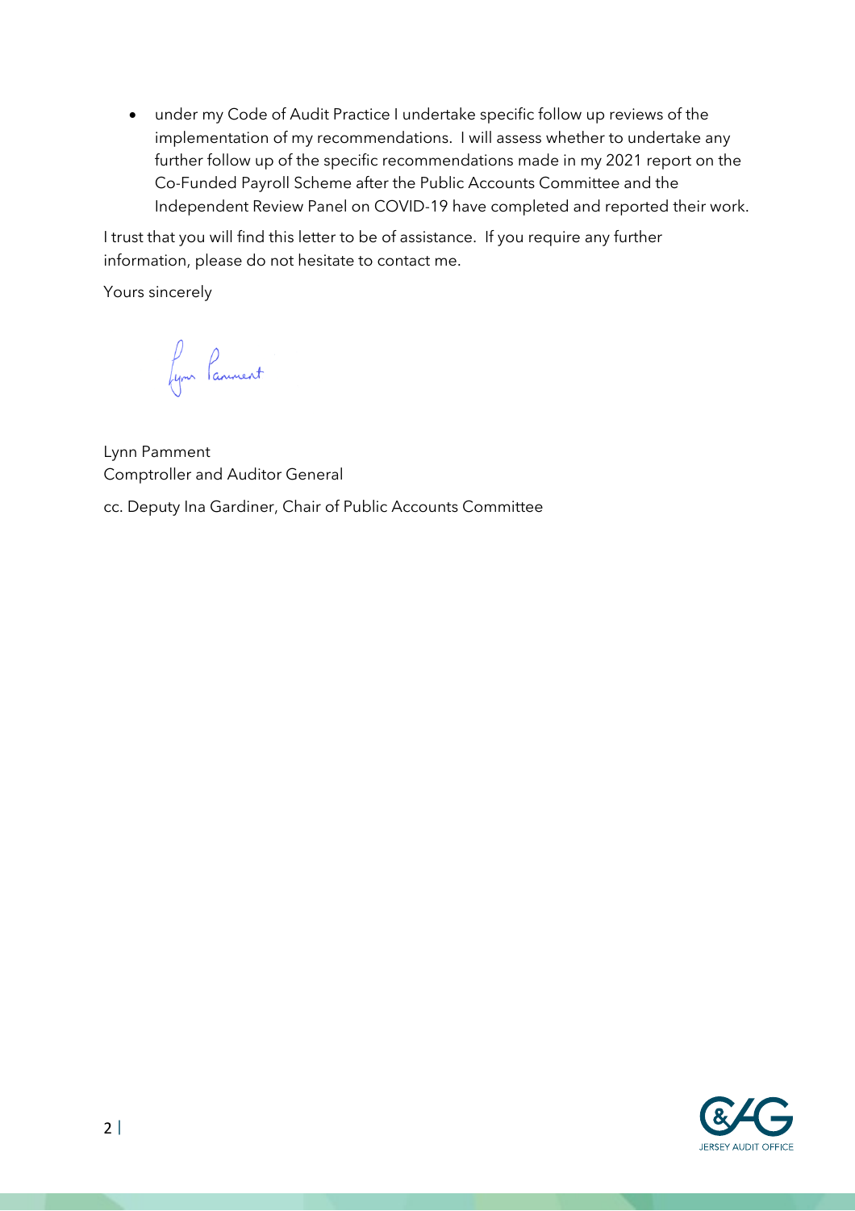- under my Code of Audit Practice I undertake specific follow up reviews of the implementation of my recommendations. I will assess whether to undertake any further follow up of the specific recommendations made in my 2021 report on the Co-Funded Payroll Scheme after the Public Accounts Committee and the Independent Review Panel on COVID-19 have completed and reported their work.

I trust that you will find this letter to be of assistance. If you require any further information, please do not hesitate to contact me.

Yours sincerely

Lynn Pamment
Comptroller and Auditor General

cc. Deputy Ina Gardiner, Chair of Public Accounts Committee